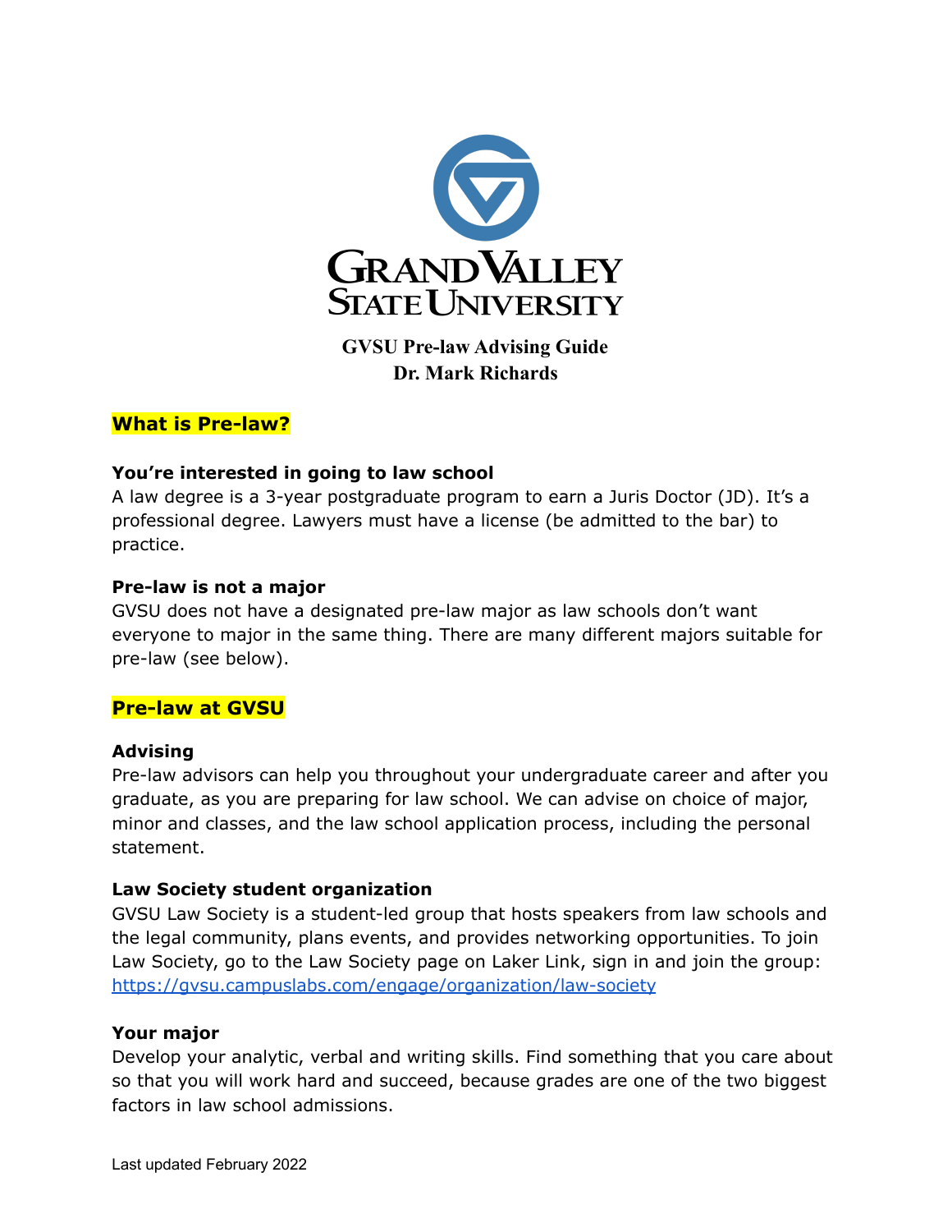# GVSU Pre-law Advising Guide
**Dr. Mark Richards**

## What is Pre-law?

### You're interested in going to law school

A law degree is a 3-year postgraduate program to earn a Juris Doctor (JD). It's a professional degree. Lawyers must have a license (be admitted to the bar) to practice.

### Pre-law is not a major

GVSU does not have a designated pre-law major as law schools don't want everyone to major in the same thing. There are many different majors suitable for pre-law (see below).

## Pre-law at GVSU

### Advising

Pre-law advisors can help you throughout your undergraduate career and after you graduate, as you are preparing for law school. We can advise on choice of major, minor and classes, and the law school application process, including the personal statement.

### Law Society student organization

GVSU Law Society is a student-led group that hosts speakers from law schools and the legal community, plans events, and provides networking opportunities. To join Law Society, go to the Law Society page on Laker Link, sign in and join the group: [https://gvsu.campuslabs.com/engage/organization/law-society](https://gvsu.campuslabs.com/engage/organization/law-society)

### Your major

Develop your analytic, verbal and writing skills. Find something that you care about so that you will work hard and succeed, because grades are one of the two biggest factors in law school admissions.

Last updated February 2022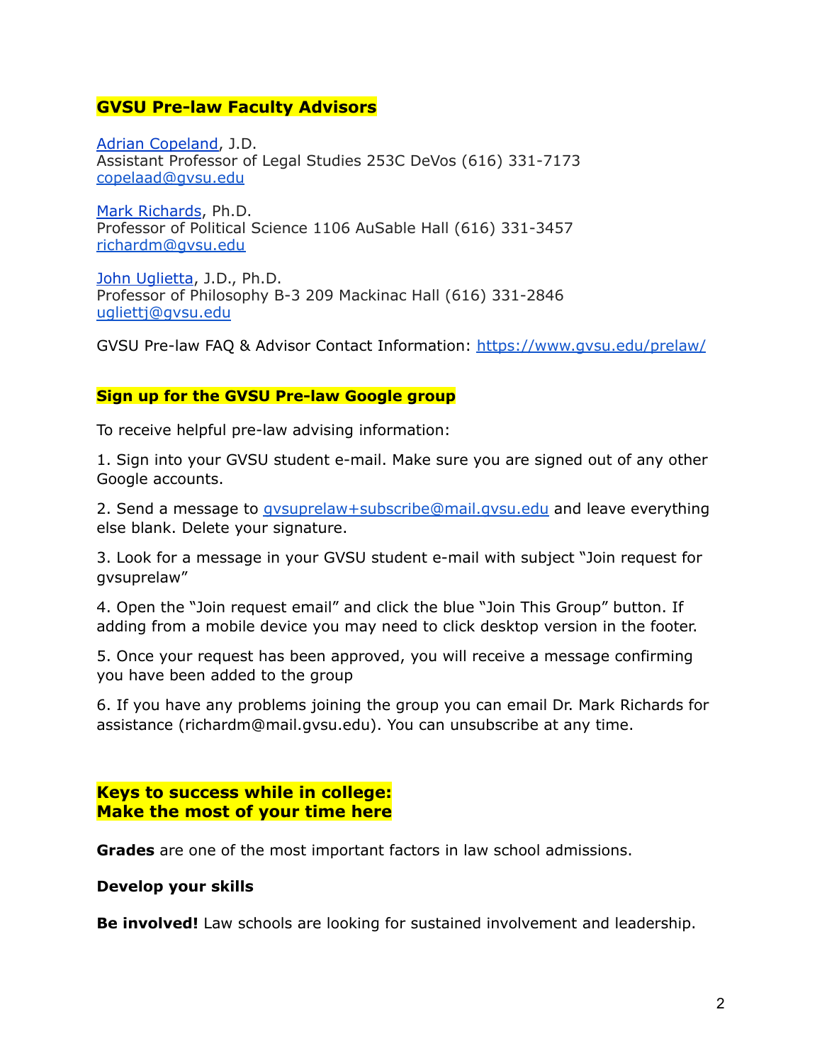## GVSU Pre-law Faculty Advisors

[Adrian Copeland](https://www.gvsu.edu/prelaw/), J.D.
Assistant Professor of Legal Studies 253C DeVos (616) 331-7173
[copelaad@gvsu.edu](mailto:copelaad@gvsu.edu)

[Mark Richards](https://www.gvsu.edu/prelaw/), Ph.D.
Professor of Political Science 1106 AuSable Hall (616) 331-3457
[richardm@gvsu.edu](mailto:richardm@gvsu.edu)

[John Uglietta](https://www.gvsu.edu/prelaw/), J.D., Ph.D.
Professor of Philosophy B-3 209 Mackinac Hall (616) 331-2846
[ugliettj@gvsu.edu](mailto:ugliettj@gvsu.edu)

GVSU Pre-law FAQ & Advisor Contact Information: [https://www.gvsu.edu/prelaw/](https://www.gvsu.edu/prelaw/)

## Sign up for the GVSU Pre-law Google group

To receive helpful pre-law advising information:

1. Sign into your GVSU student e-mail. Make sure you are signed out of any other Google accounts.

2. Send a message to [gvsuprelaw+subscribe@mail.gvsu.edu](mailto:gvsuprelaw+subscribe@mail.gvsu.edu) and leave everything else blank. Delete your signature.

3. Look for a message in your GVSU student e-mail with subject "Join request for gvsuprelaw"

4. Open the "Join request email" and click the blue "Join This Group" button. If adding from a mobile device you may need to click desktop version in the footer.

5. Once your request has been approved, you will receive a message confirming you have been added to the group

6. If you have any problems joining the group you can email Dr. Mark Richards for assistance (richardm@mail.gvsu.edu). You can unsubscribe at any time.

## Keys to success while in college: Make the most of your time here

**Grades** are one of the most important factors in law school admissions.

**Develop your skills**

**Be involved!** Law schools are looking for sustained involvement and leadership.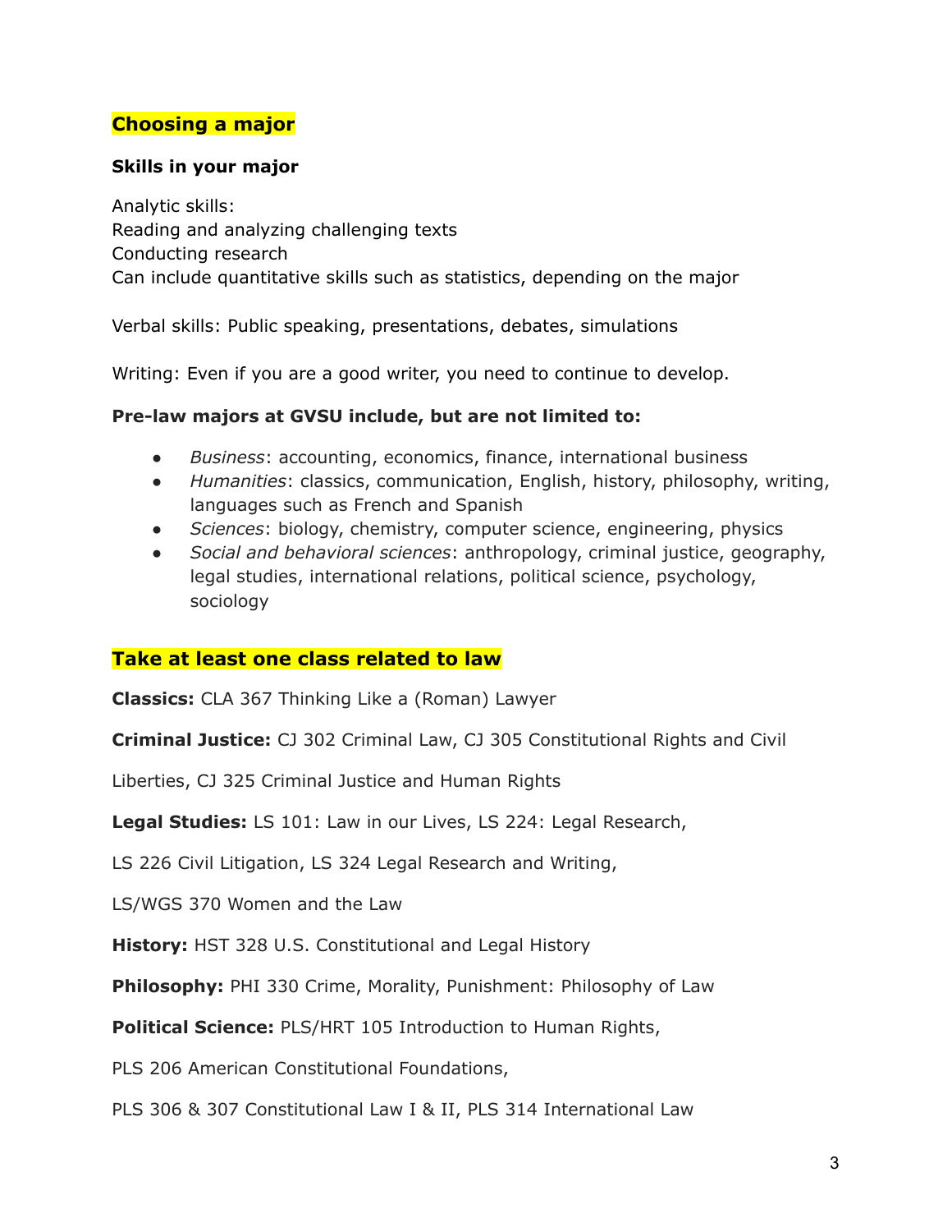## Choosing a major

### Skills in your major

Analytic skills:
Reading and analyzing challenging texts
Conducting research
Can include quantitative skills such as statistics, depending on the major

Verbal skills: Public speaking, presentations, debates, simulations

Writing: Even if you are a good writer, you need to continue to develop.

**Pre-law majors at GVSU include, but are not limited to:**

- *Business*: accounting, economics, finance, international business
- *Humanities*: classics, communication, English, history, philosophy, writing, languages such as French and Spanish
- *Sciences*: biology, chemistry, computer science, engineering, physics
- *Social and behavioral sciences*: anthropology, criminal justice, geography, legal studies, international relations, political science, psychology, sociology

## Take at least one class related to law

**Classics:** CLA 367 Thinking Like a (Roman) Lawyer

**Criminal Justice:** CJ 302 Criminal Law, CJ 305 Constitutional Rights and Civil Liberties, CJ 325 Criminal Justice and Human Rights

**Legal Studies:** LS 101: Law in our Lives, LS 224: Legal Research, LS 226 Civil Litigation, LS 324 Legal Research and Writing, LS/WGS 370 Women and the Law

**History:** HST 328 U.S. Constitutional and Legal History

**Philosophy:** PHI 330 Crime, Morality, Punishment: Philosophy of Law

**Political Science:** PLS/HRT 105 Introduction to Human Rights, PLS 206 American Constitutional Foundations, PLS 306 & 307 Constitutional Law I & II, PLS 314 International Law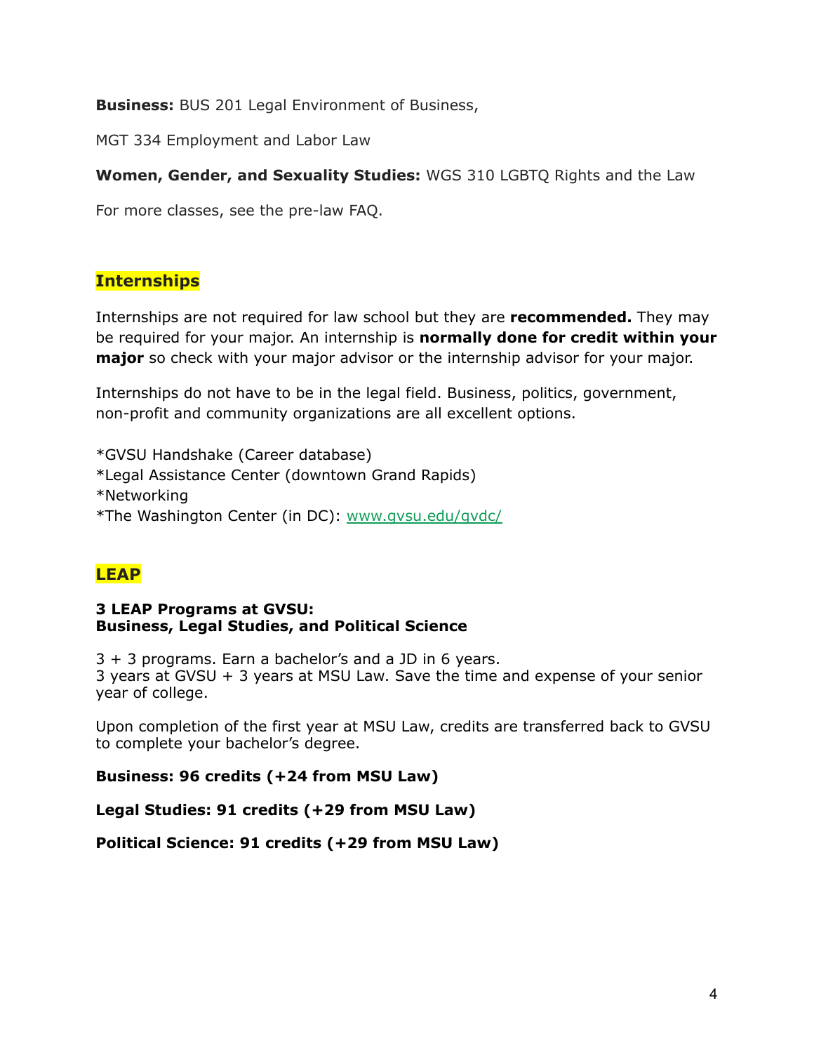**Business:** BUS 201 Legal Environment of Business,

MGT 334 Employment and Labor Law

**Women, Gender, and Sexuality Studies:** WGS 310 LGBTQ Rights and the Law

For more classes, see the pre-law FAQ.

## Internships

Internships are not required for law school but they are **recommended.** They may be required for your major. An internship is **normally done for credit within your major** so check with your major advisor or the internship advisor for your major.

Internships do not have to be in the legal field. Business, politics, government, non-profit and community organizations are all excellent options.

*GVSU Handshake (Career database)
*Legal Assistance Center (downtown Grand Rapids)
*Networking
*The Washington Center (in DC): [www.gvsu.edu/gvdc/](www.gvsu.edu/gvdc/)

## LEAP

**3 LEAP Programs at GVSU:**
**Business, Legal Studies, and Political Science**

3 + 3 programs. Earn a bachelor's and a JD in 6 years.
3 years at GVSU + 3 years at MSU Law. Save the time and expense of your senior year of college.

Upon completion of the first year at MSU Law, credits are transferred back to GVSU to complete your bachelor's degree.

**Business: 96 credits (+24 from MSU Law)**

**Legal Studies: 91 credits (+29 from MSU Law)**

**Political Science: 91 credits (+29 from MSU Law)**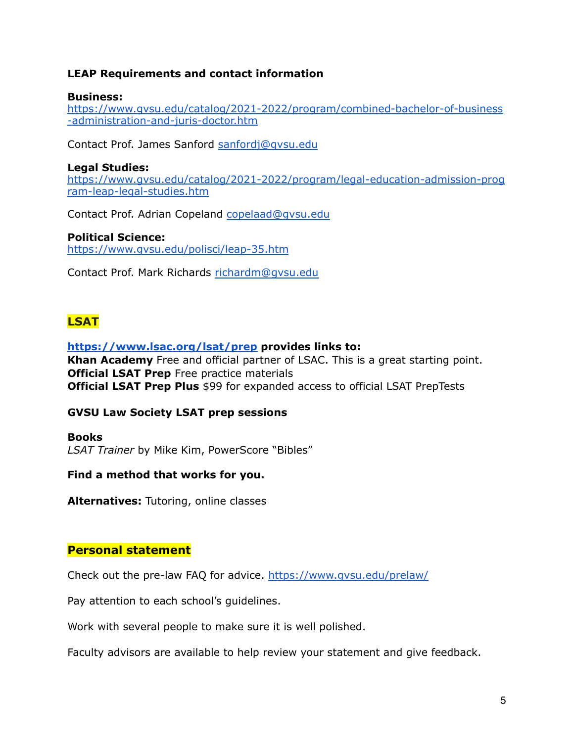**LEAP Requirements and contact information**

**Business:**
https://www.gvsu.edu/catalog/2021-2022/program/combined-bachelor-of-business-administration-and-juris-doctor.htm

Contact Prof. James Sanford sanfordj@gvsu.edu

**Legal Studies:**
https://www.gvsu.edu/catalog/2021-2022/program/legal-education-admission-program-leap-legal-studies.htm

Contact Prof. Adrian Copeland copelaad@gvsu.edu

**Political Science:**
https://www.gvsu.edu/polisci/leap-35.htm

Contact Prof. Mark Richards richardm@gvsu.edu

## LSAT

**https://www.lsac.org/lsat/prep provides links to:**
**Khan Academy** Free and official partner of LSAC. This is a great starting point.
**Official LSAT Prep** Free practice materials
**Official LSAT Prep Plus** $99 for expanded access to official LSAT PrepTests

**GVSU Law Society LSAT prep sessions**

**Books**
*LSAT Trainer* by Mike Kim, PowerScore "Bibles"

**Find a method that works for you.**

**Alternatives:** Tutoring, online classes

## Personal statement

Check out the pre-law FAQ for advice. https://www.gvsu.edu/prelaw/

Pay attention to each school's guidelines.

Work with several people to make sure it is well polished.

Faculty advisors are available to help review your statement and give feedback.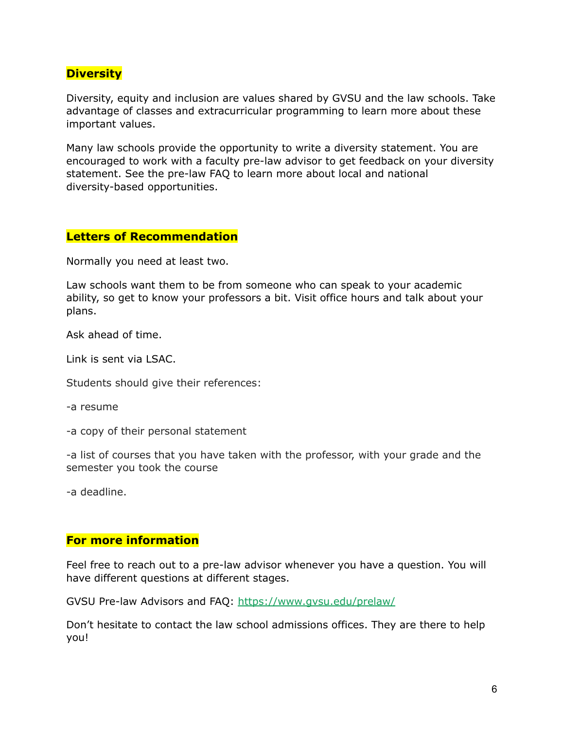## Diversity

Diversity, equity and inclusion are values shared by GVSU and the law schools. Take advantage of classes and extracurricular programming to learn more about these important values.

Many law schools provide the opportunity to write a diversity statement. You are encouraged to work with a faculty pre-law advisor to get feedback on your diversity statement. See the pre-law FAQ to learn more about local and national diversity-based opportunities.

## Letters of Recommendation

Normally you need at least two.

Law schools want them to be from someone who can speak to your academic ability, so get to know your professors a bit. Visit office hours and talk about your plans.

Ask ahead of time.

Link is sent via LSAC.

Students should give their references:

-a resume

-a copy of their personal statement

-a list of courses that you have taken with the professor, with your grade and the semester you took the course

-a deadline.

## For more information

Feel free to reach out to a pre-law advisor whenever you have a question. You will have different questions at different stages.

GVSU Pre-law Advisors and FAQ: [https://www.gvsu.edu/prelaw/](https://www.gvsu.edu/prelaw/)

Don't hesitate to contact the law school admissions offices. They are there to help you!